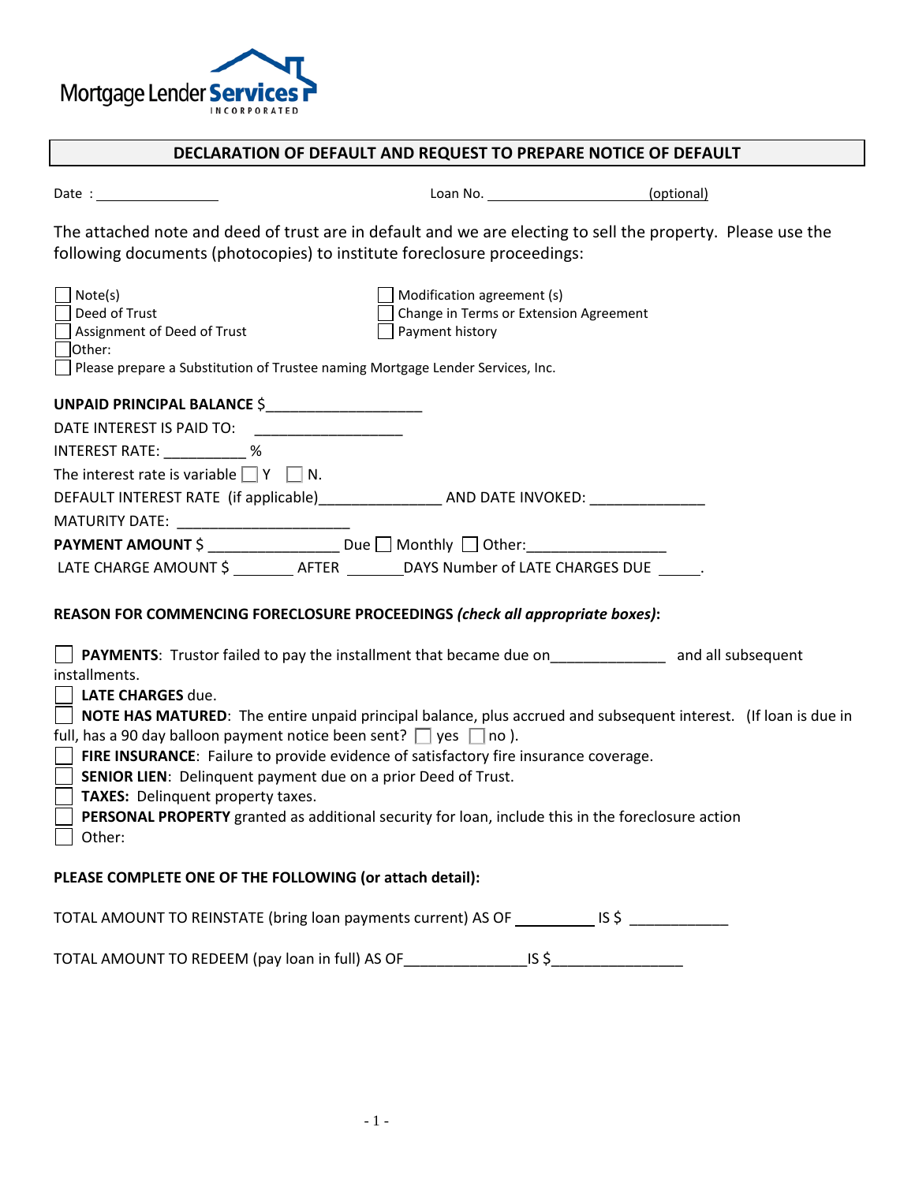Mortgage Lender Services INCORPORATED

## DECLARATION OF DEFAULT AND REQUEST TO PREPARE NOTICE OF DEFAULT

Date : ________________ Loan No. ____________________ (optional)

The attached note and deed of trust are in default and we are electing to sell the property. Please use the following documents (photocopies) to institute foreclosure proceedings:

- ☐ Note(s)
- ☐ Deed of Trust
- ☐ Assignment of Deed of Trust
- ☐ Other:
- ☐ Modification agreement (s)
- ☐ Change in Terms or Extension Agreement
- ☐ Payment history
- ☐ Please prepare a Substitution of Trustee naming Mortgage Lender Services, Inc.

**UNPAID PRINCIPAL BALANCE** $___________________

DATE INTEREST IS PAID TO: __________________

INTEREST RATE: __________ %

The interest rate is variable ☐ Y ☐ N.

DEFAULT INTEREST RATE (if applicable)_______________ AND DATE INVOKED: ______________

MATURITY DATE: ______________________

**PAYMENT AMOUNT** $ ________________ Due ☐ Monthly ☐ Other:_________________

LATE CHARGE AMOUNT $ ________ AFTER _______ DAYS Number of LATE CHARGES DUE _____.

**REASON FOR COMMENCING FORECLOSURE PROCEEDINGS *(check all appropriate boxes)*:**

☐ **PAYMENTS**: Trustor failed to pay the installment that became due on______________ and all subsequent installments.

☐ **LATE CHARGES** due.

☐ **NOTE HAS MATURED**: The entire unpaid principal balance, plus accrued and subsequent interest. (If loan is due in full, has a 90 day balloon payment notice been sent? ☐ yes ☐ no ).

☐ **FIRE INSURANCE**: Failure to provide evidence of satisfactory fire insurance coverage.

☐ **SENIOR LIEN**: Delinquent payment due on a prior Deed of Trust.

☐ **TAXES:** Delinquent property taxes.

☐ **PERSONAL PROPERTY** granted as additional security for loan, include this in the foreclosure action

☐ Other:

**PLEASE COMPLETE ONE OF THE FOLLOWING (or attach detail):**

TOTAL AMOUNT TO REINSTATE (bring loan payments current) AS OF __________ IS $ ____________

TOTAL AMOUNT TO REDEEM (pay loan in full) AS OF_______________IS $________________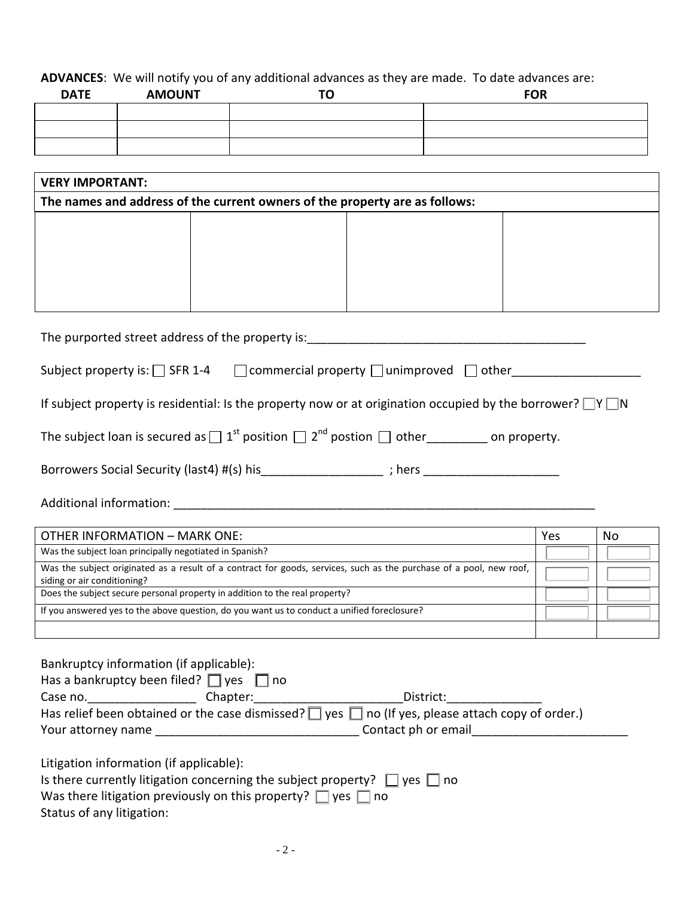**ADVANCES**: We will notify you of any additional advances as they are made. To date advances are:

| DATE | AMOUNT | TO | FOR |
|---|---|---|---|
| | | | |
| | | | |
| | | | |

| **VERY IMPORTANT:** | | | |
|---|---|---|---|
| **The names and address of the current owners of the property are as follows:** | | | |
| | | | |

The purported street address of the property is:___________________________________________

Subject property is: ☐ SFR 1-4 ☐ commercial property ☐ unimproved ☐ other___________________

If subject property is residential: Is the property now or at origination occupied by the borrower? ☐Y ☐N

The subject loan is secured as ☐ 1st position ☐ 2nd postion ☐ other_________ on property.

Borrowers Social Security (last4) #(s) his__________________ ; hers ____________________

Additional information: ________________________________________________________________

| OTHER INFORMATION – MARK ONE: | Yes | No |
|---|---|---|
| Was the subject loan principally negotiated in Spanish? | ☐ | ☐ |
| Was the subject originated as a result of a contract for goods, services, such as the purchase of a pool, new roof, siding or air conditioning? | ☐ | ☐ |
| Does the subject secure personal property in addition to the real property? | ☐ | ☐ |
| If you answered yes to the above question, do you want us to conduct a unified foreclosure? | ☐ | ☐ |
| | | |

Bankruptcy information (if applicable):
Has a bankruptcy been filed? ☐ yes ☐ no
Case no.________________ Chapter:______________________District:______________
Has relief been obtained or the case dismissed? ☐ yes ☐ no (If yes, please attach copy of order.)
Your attorney name ______________________________ Contact ph or email_______________________

Litigation information (if applicable):
Is there currently litigation concerning the subject property? ☐ yes ☐ no
Was there litigation previously on this property? ☐ yes ☐ no
Status of any litigation: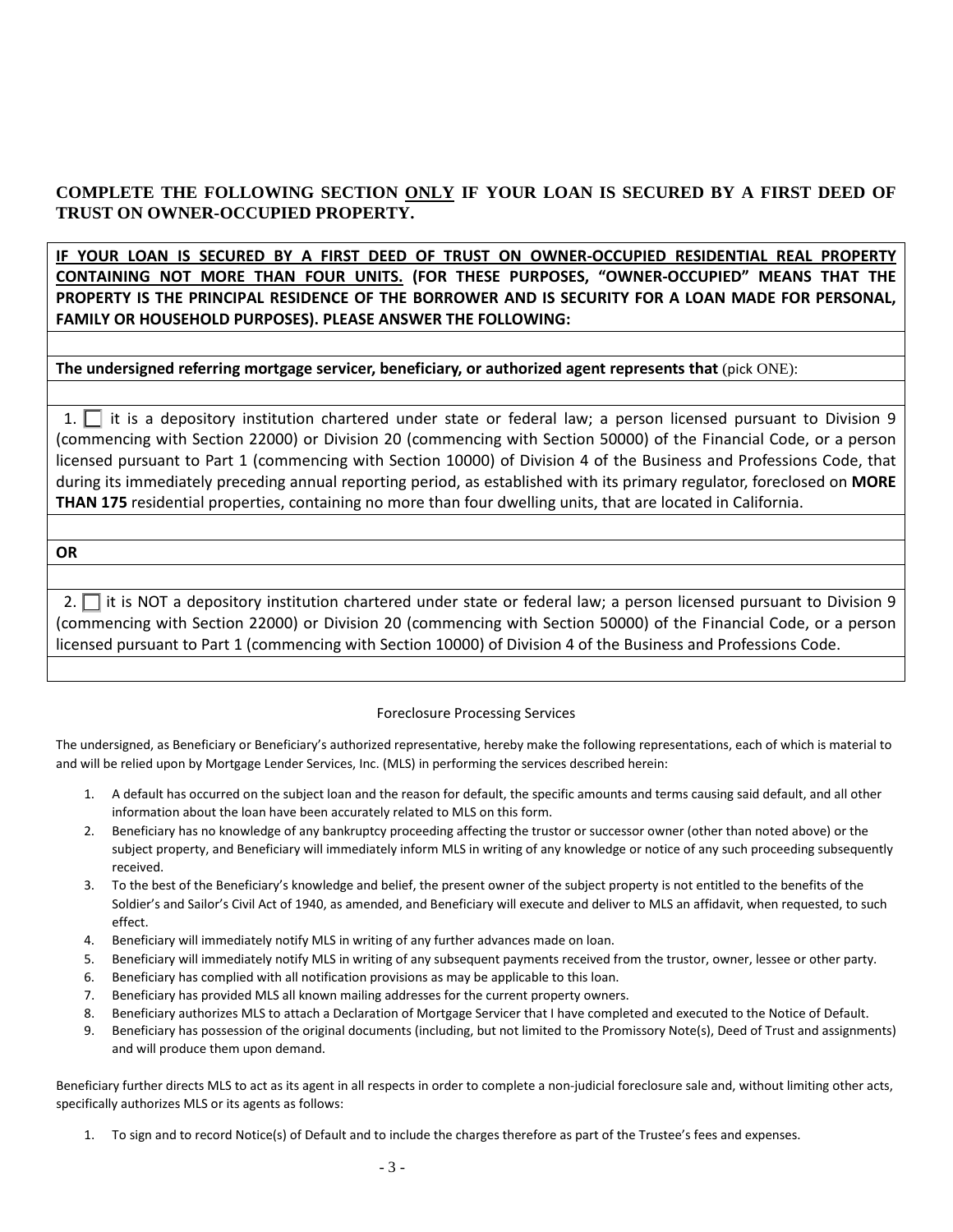**COMPLETE THE FOLLOWING SECTION ONLY IF YOUR LOAN IS SECURED BY A FIRST DEED OF TRUST ON OWNER-OCCUPIED PROPERTY.**

**IF YOUR LOAN IS SECURED BY A FIRST DEED OF TRUST ON OWNER-OCCUPIED RESIDENTIAL REAL PROPERTY CONTAINING NOT MORE THAN FOUR UNITS. (FOR THESE PURPOSES, "OWNER-OCCUPIED" MEANS THAT THE PROPERTY IS THE PRINCIPAL RESIDENCE OF THE BORROWER AND IS SECURITY FOR A LOAN MADE FOR PERSONAL, FAMILY OR HOUSEHOLD PURPOSES). PLEASE ANSWER THE FOLLOWING:**

**The undersigned referring mortgage servicer, beneficiary, or authorized agent represents that** (pick ONE):

1. ☐ it is a depository institution chartered under state or federal law; a person licensed pursuant to Division 9 (commencing with Section 22000) or Division 20 (commencing with Section 50000) of the Financial Code, or a person licensed pursuant to Part 1 (commencing with Section 10000) of Division 4 of the Business and Professions Code, that during its immediately preceding annual reporting period, as established with its primary regulator, foreclosed on **MORE THAN 175** residential properties, containing no more than four dwelling units, that are located in California.

**OR**

2. ☐ it is NOT a depository institution chartered under state or federal law; a person licensed pursuant to Division 9 (commencing with Section 22000) or Division 20 (commencing with Section 50000) of the Financial Code, or a person licensed pursuant to Part 1 (commencing with Section 10000) of Division 4 of the Business and Professions Code.

Foreclosure Processing Services

The undersigned, as Beneficiary or Beneficiary's authorized representative, hereby make the following representations, each of which is material to and will be relied upon by Mortgage Lender Services, Inc. (MLS) in performing the services described herein:

1. A default has occurred on the subject loan and the reason for default, the specific amounts and terms causing said default, and all other information about the loan have been accurately related to MLS on this form.
2. Beneficiary has no knowledge of any bankruptcy proceeding affecting the trustor or successor owner (other than noted above) or the subject property, and Beneficiary will immediately inform MLS in writing of any knowledge or notice of any such proceeding subsequently received.
3. To the best of the Beneficiary's knowledge and belief, the present owner of the subject property is not entitled to the benefits of the Soldier's and Sailor's Civil Act of 1940, as amended, and Beneficiary will execute and deliver to MLS an affidavit, when requested, to such effect.
4. Beneficiary will immediately notify MLS in writing of any further advances made on loan.
5. Beneficiary will immediately notify MLS in writing of any subsequent payments received from the trustor, owner, lessee or other party.
6. Beneficiary has complied with all notification provisions as may be applicable to this loan.
7. Beneficiary has provided MLS all known mailing addresses for the current property owners.
8. Beneficiary authorizes MLS to attach a Declaration of Mortgage Servicer that I have completed and executed to the Notice of Default.
9. Beneficiary has possession of the original documents (including, but not limited to the Promissory Note(s), Deed of Trust and assignments) and will produce them upon demand.

Beneficiary further directs MLS to act as its agent in all respects in order to complete a non-judicial foreclosure sale and, without limiting other acts, specifically authorizes MLS or its agents as follows:

1. To sign and to record Notice(s) of Default and to include the charges therefore as part of the Trustee's fees and expenses.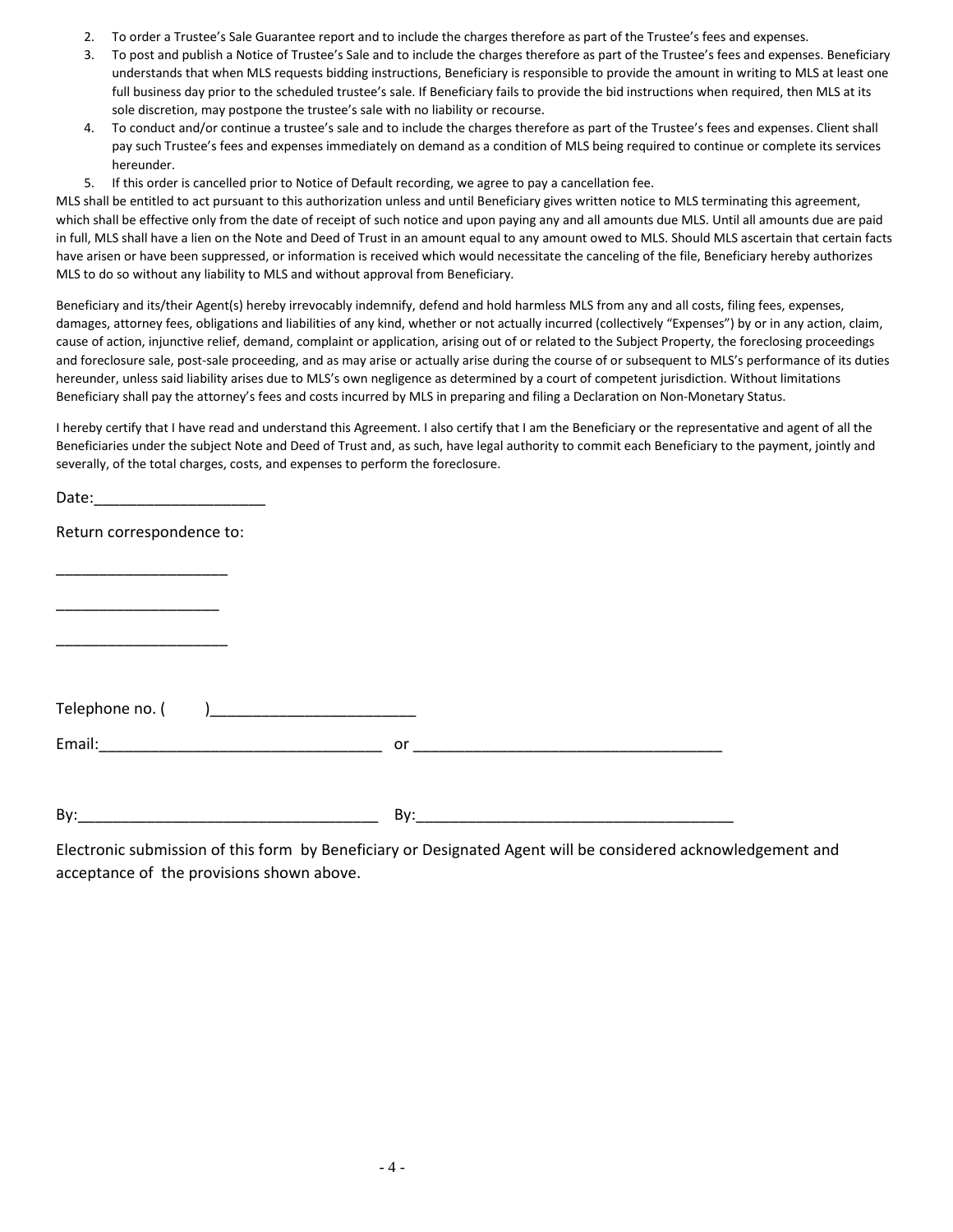2. To order a Trustee's Sale Guarantee report and to include the charges therefore as part of the Trustee's fees and expenses.
3. To post and publish a Notice of Trustee's Sale and to include the charges therefore as part of the Trustee's fees and expenses. Beneficiary understands that when MLS requests bidding instructions, Beneficiary is responsible to provide the amount in writing to MLS at least one full business day prior to the scheduled trustee's sale. If Beneficiary fails to provide the bid instructions when required, then MLS at its sole discretion, may postpone the trustee's sale with no liability or recourse.
4. To conduct and/or continue a trustee's sale and to include the charges therefore as part of the Trustee's fees and expenses. Client shall pay such Trustee's fees and expenses immediately on demand as a condition of MLS being required to continue or complete its services hereunder.
5. If this order is cancelled prior to Notice of Default recording, we agree to pay a cancellation fee.

MLS shall be entitled to act pursuant to this authorization unless and until Beneficiary gives written notice to MLS terminating this agreement, which shall be effective only from the date of receipt of such notice and upon paying any and all amounts due MLS. Until all amounts due are paid in full, MLS shall have a lien on the Note and Deed of Trust in an amount equal to any amount owed to MLS. Should MLS ascertain that certain facts have arisen or have been suppressed, or information is received which would necessitate the canceling of the file, Beneficiary hereby authorizes MLS to do so without any liability to MLS and without approval from Beneficiary.

Beneficiary and its/their Agent(s) hereby irrevocably indemnify, defend and hold harmless MLS from any and all costs, filing fees, expenses, damages, attorney fees, obligations and liabilities of any kind, whether or not actually incurred (collectively "Expenses") by or in any action, claim, cause of action, injunctive relief, demand, complaint or application, arising out of or related to the Subject Property, the foreclosing proceedings and foreclosure sale, post-sale proceeding, and as may arise or actually arise during the course of or subsequent to MLS's performance of its duties hereunder, unless said liability arises due to MLS's own negligence as determined by a court of competent jurisdiction. Without limitations Beneficiary shall pay the attorney's fees and costs incurred by MLS in preparing and filing a Declaration on Non-Monetary Status.

I hereby certify that I have read and understand this Agreement. I also certify that I am the Beneficiary or the representative and agent of all the Beneficiaries under the subject Note and Deed of Trust and, as such, have legal authority to commit each Beneficiary to the payment, jointly and severally, of the total charges, costs, and expenses to perform the foreclosure.

Date:____________________

Return correspondence to:

____________________

____________________

____________________

Telephone no. (      )________________________

Email:________________________________ or ____________________________________

By:__________________________________ By:____________________________________

Electronic submission of this form by Beneficiary or Designated Agent will be considered acknowledgement and acceptance of the provisions shown above.